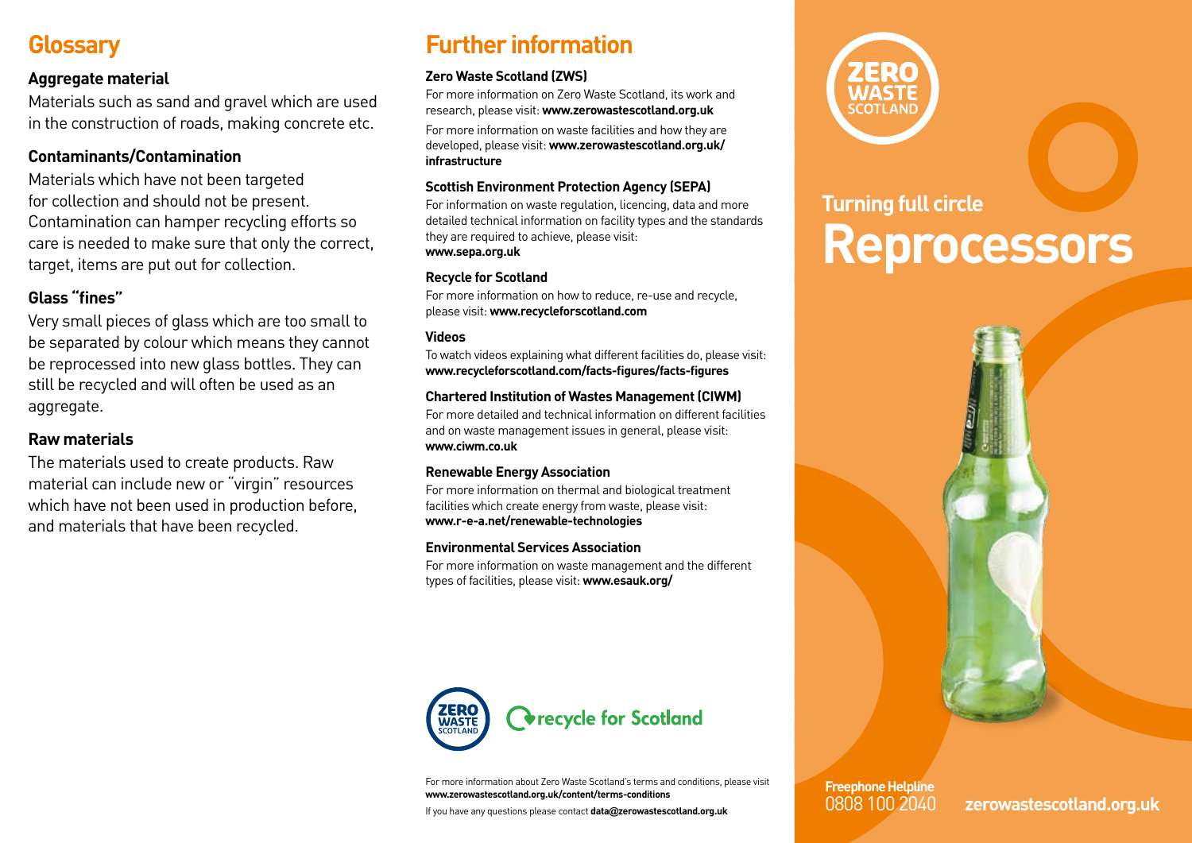## Glossary

### Aggregate material

Materials such as sand and gravel which are used in the construction of roads, making concrete etc.

### Contaminants/Contamination

Materials which have not been targeted for collection and should not be present. Contamination can hamper recycling efforts so care is needed to make sure that only the correct, target, items are put out for collection.

### Glass "fines"

Very small pieces of glass which are too small to be separated by colour which means they cannot be reprocessed into new glass bottles. They can still be recycled and will often be used as an aggregate.

### Raw materials

The materials used to create products. Raw material can include new or "virgin" resources which have not been used in production before, and materials that have been recycled.

## Further information

**Zero Waste Scotland (ZWS)**

For more information on Zero Waste Scotland, its work and research, please visit: **www.zerowastescotland.org.uk**

For more information on waste facilities and how they are developed, please visit: **www.zerowastescotland.org.uk/infrastructure**

**Scottish Environment Protection Agency (SEPA)**

For information on waste regulation, licencing, data and more detailed technical information on facility types and the standards they are required to achieve, please visit: **www.sepa.org.uk**

**Recycle for Scotland**

For more information on how to reduce, re-use and recycle, please visit: **www.recycleforscotland.com**

**Videos**

To watch videos explaining what different facilities do, please visit: **www.recycleforscotland.com/facts-figures/facts-figures**

**Chartered Institution of Wastes Management (CIWM)**

For more detailed and technical information on different facilities and on waste management issues in general, please visit: **www.ciwm.co.uk**

**Renewable Energy Association**

For more information on thermal and biological treatment facilities which create energy from waste, please visit: **www.r-e-a.net/renewable-technologies**

**Environmental Services Association**

For more information on waste management and the different types of facilities, please visit: **www.esauk.org/**

Zero Waste Scotland | recycle for Scotland

For more information about Zero Waste Scotland's terms and conditions, please visit **www.zerowastescotland.org.uk/content/terms-conditions**

If you have any questions please contact **data@zerowastescotland.org.uk**

Zero Waste Scotland

## Turning full circle

# Reprocessors

**Freephone Helpline**
0808 100 2040

**zerowastescotland.org.uk**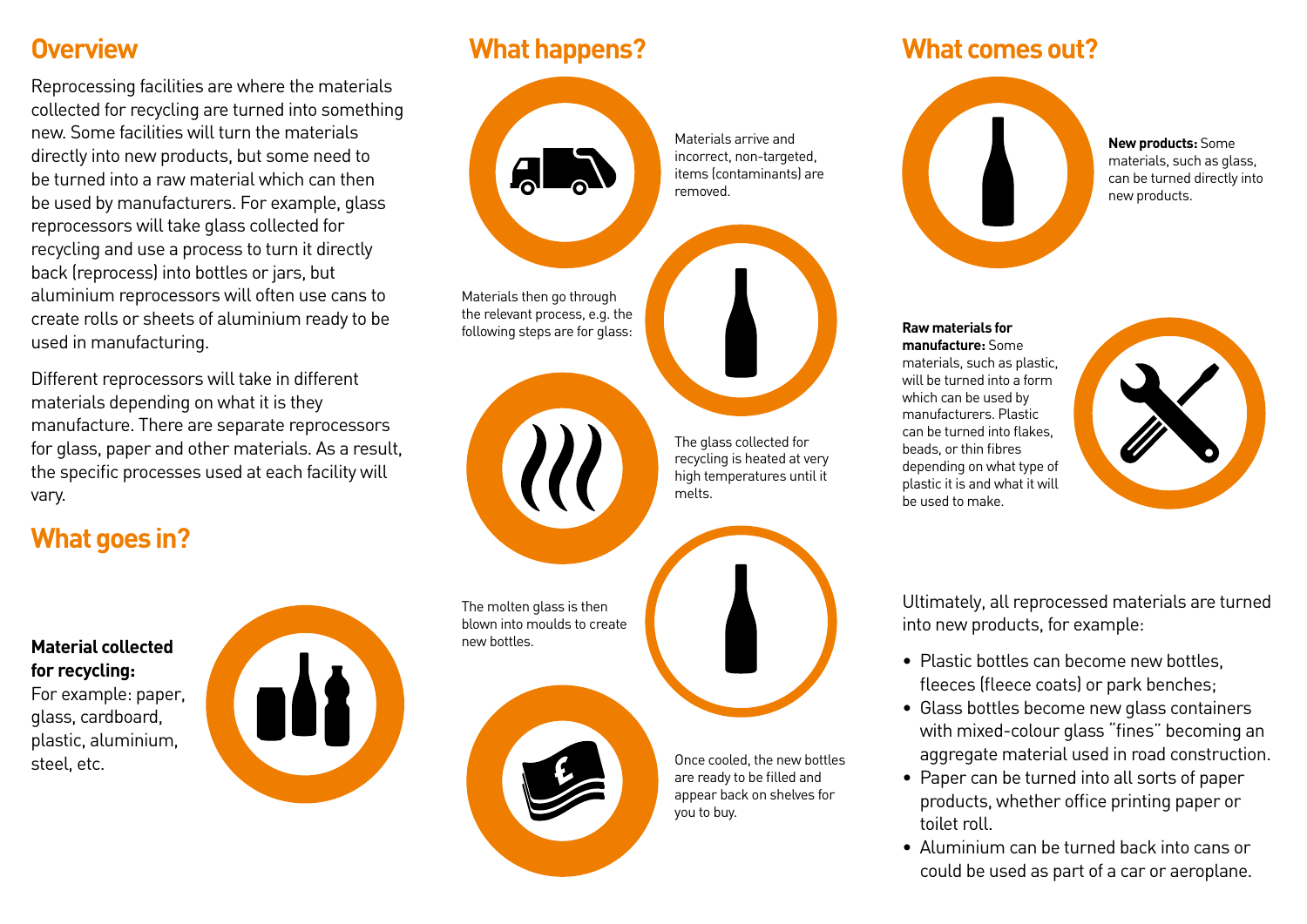## Overview

Reprocessing facilities are where the materials collected for recycling are turned into something new. Some facilities will turn the materials directly into new products, but some need to be turned into a raw material which can then be used by manufacturers. For example, glass reprocessors will take glass collected for recycling and use a process to turn it directly back (reprocess) into bottles or jars, but aluminium reprocessors will often use cans to create rolls or sheets of aluminium ready to be used in manufacturing.

Different reprocessors will take in different materials depending on what it is they manufacture. There are separate reprocessors for glass, paper and other materials. As a result, the specific processes used at each facility will vary.

## What goes in?

**Material collected for recycling:** For example: paper, glass, cardboard, plastic, aluminium, steel, etc.

## What happens?

Materials arrive and incorrect, non-targeted, items (contaminants) are removed.

Materials then go through the relevant process, e.g. the following steps are for glass:

The glass collected for recycling is heated at very high temperatures until it melts.

The molten glass is then blown into moulds to create new bottles.

Once cooled, the new bottles are ready to be filled and appear back on shelves for you to buy.

## What comes out?

**New products:** Some materials, such as glass, can be turned directly into new products.

**Raw materials for manufacture:** Some materials, such as plastic, will be turned into a form which can be used by manufacturers. Plastic can be turned into flakes, beads, or thin fibres depending on what type of plastic it is and what it will be used to make.

Ultimately, all reprocessed materials are turned into new products, for example:

- Plastic bottles can become new bottles, fleeces (fleece coats) or park benches;
- Glass bottles become new glass containers with mixed-colour glass "fines" becoming an aggregate material used in road construction.
- Paper can be turned into all sorts of paper products, whether office printing paper or toilet roll.
- Aluminium can be turned back into cans or could be used as part of a car or aeroplane.